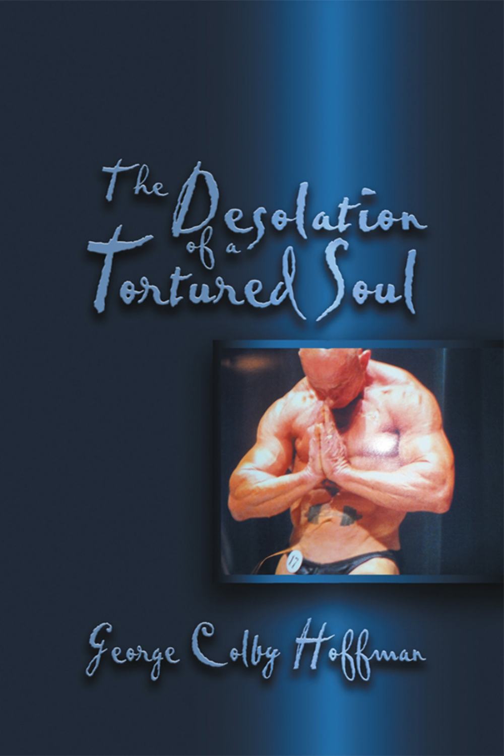# The Desolation of a Tortured Soul

George Colby Hoffman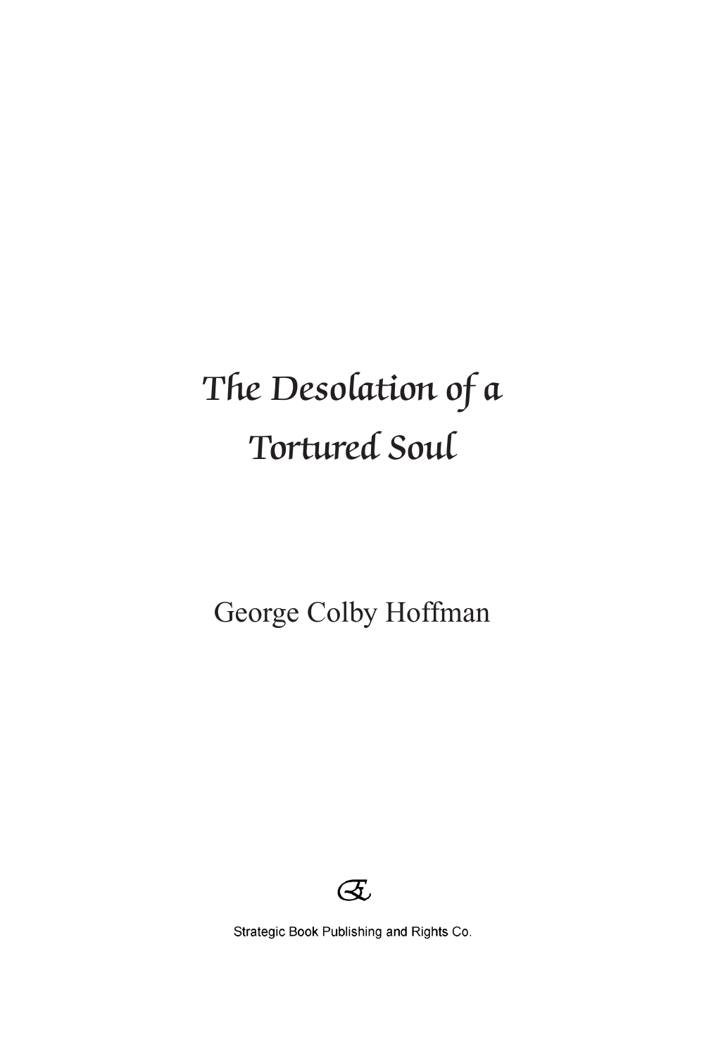# *The Desolation of a Tortured Soul*

George Colby Hoffman

Strategic Book Publishing and Rights Co.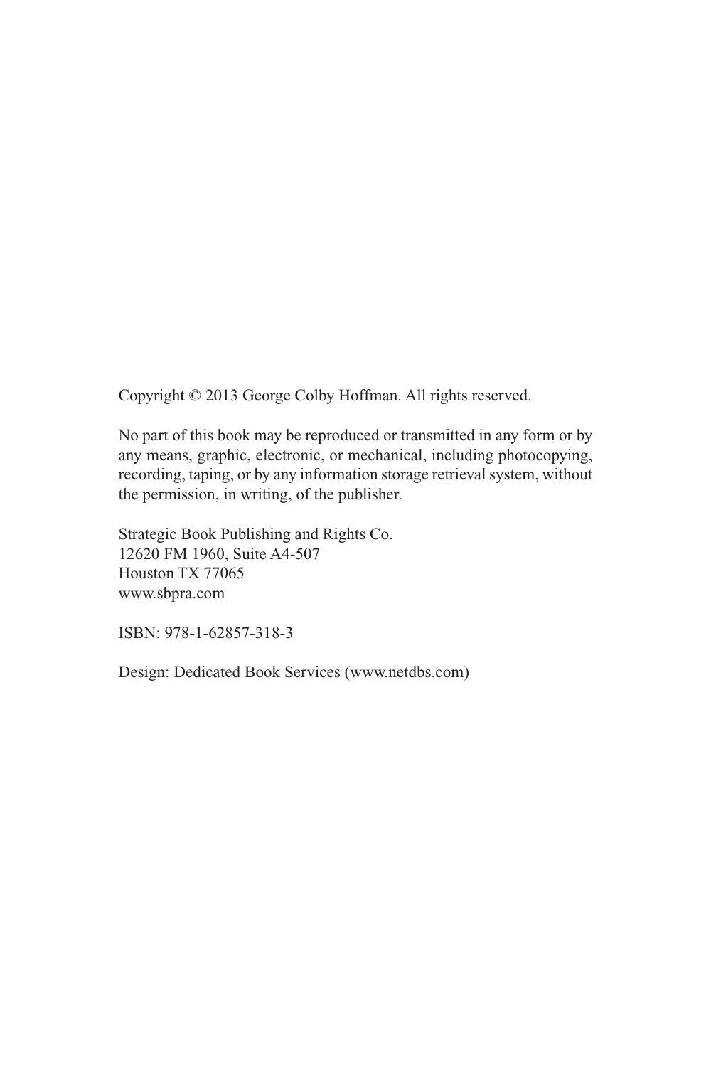Copyright © 2013 George Colby Hoffman. All rights reserved.

No part of this book may be reproduced or transmitted in any form or by any means, graphic, electronic, or mechanical, including photocopying, recording, taping, or by any information storage retrieval system, without the permission, in writing, of the publisher.

Strategic Book Publishing and Rights Co.
12620 FM 1960, Suite A4-507
Houston TX 77065
www.sbpra.com

ISBN: 978-1-62857-318-3

Design: Dedicated Book Services (www.netdbs.com)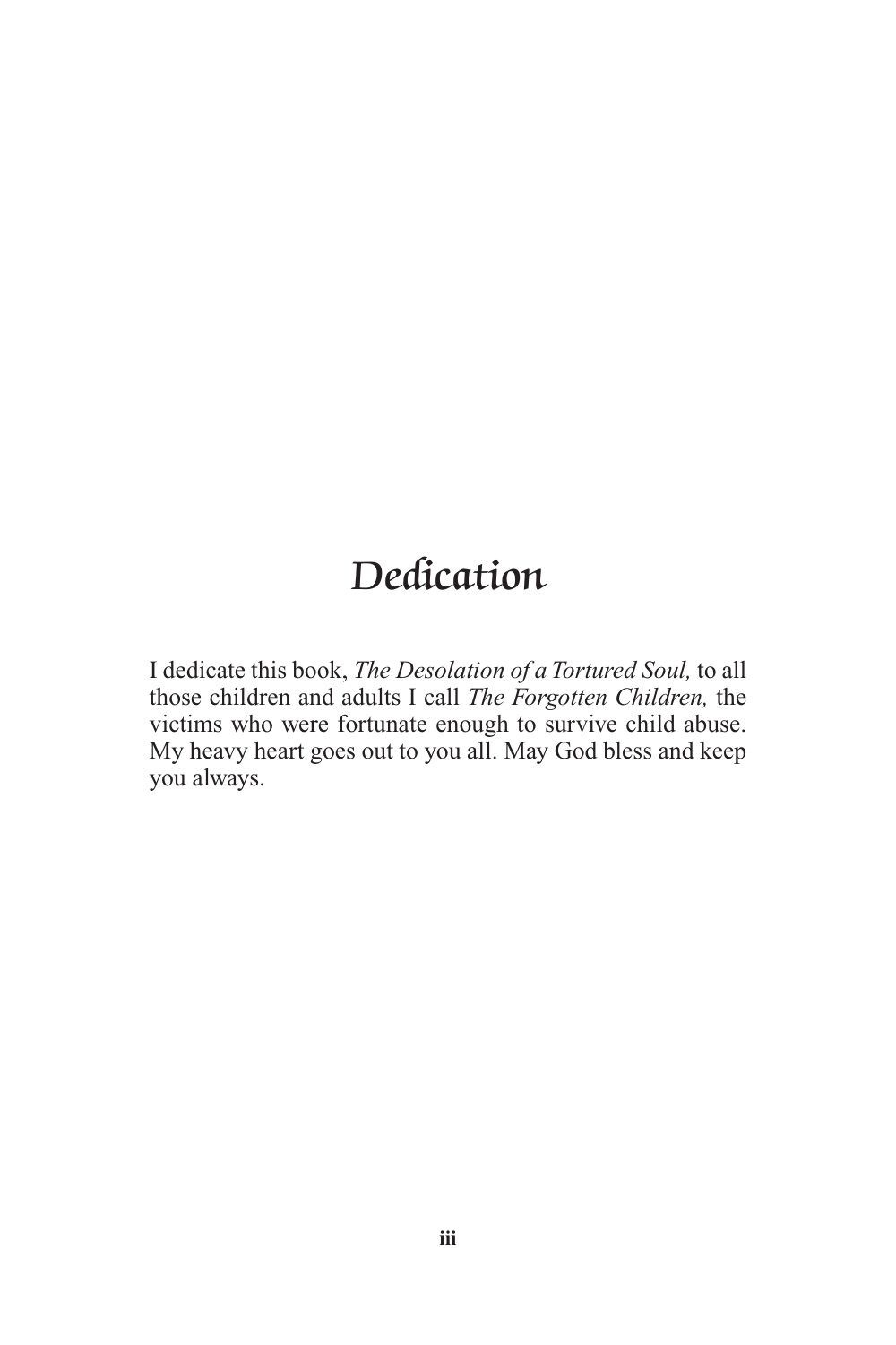# Dedication

I dedicate this book, *The Desolation of a Tortured Soul,* to all those children and adults I call *The Forgotten Children,* the victims who were fortunate enough to survive child abuse. My heavy heart goes out to you all. May God bless and keep you always.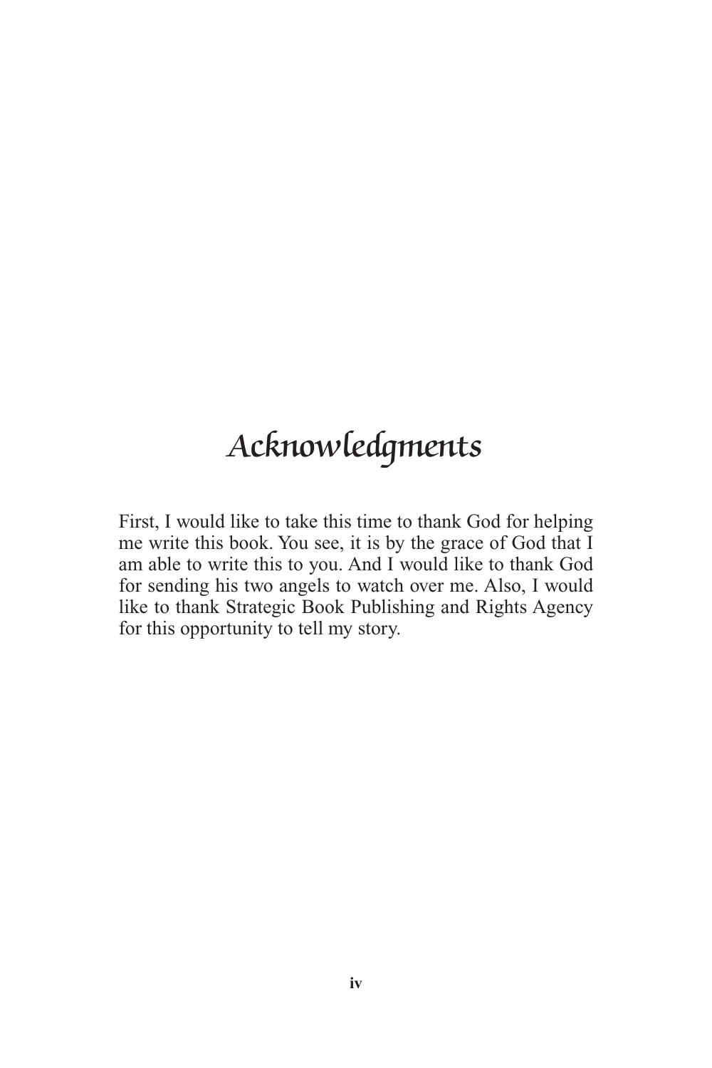# Acknowledgments

First, I would like to take this time to thank God for helping me write this book. You see, it is by the grace of God that I am able to write this to you. And I would like to thank God for sending his two angels to watch over me. Also, I would like to thank Strategic Book Publishing and Rights Agency for this opportunity to tell my story.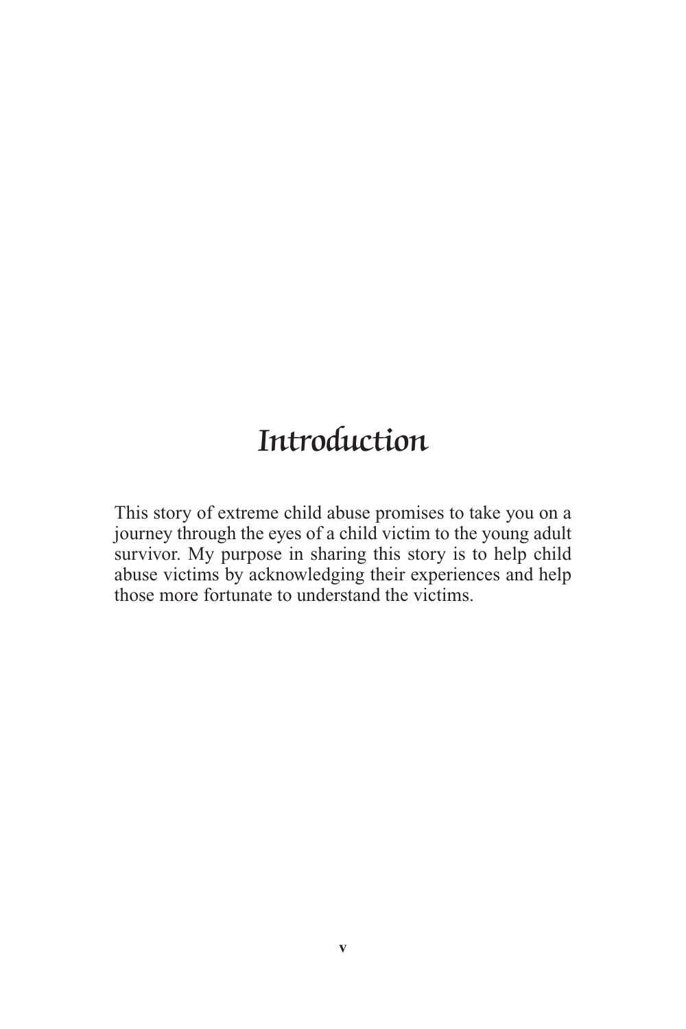# Introduction

This story of extreme child abuse promises to take you on a journey through the eyes of a child victim to the young adult survivor. My purpose in sharing this story is to help child abuse victims by acknowledging their experiences and help those more fortunate to understand the victims.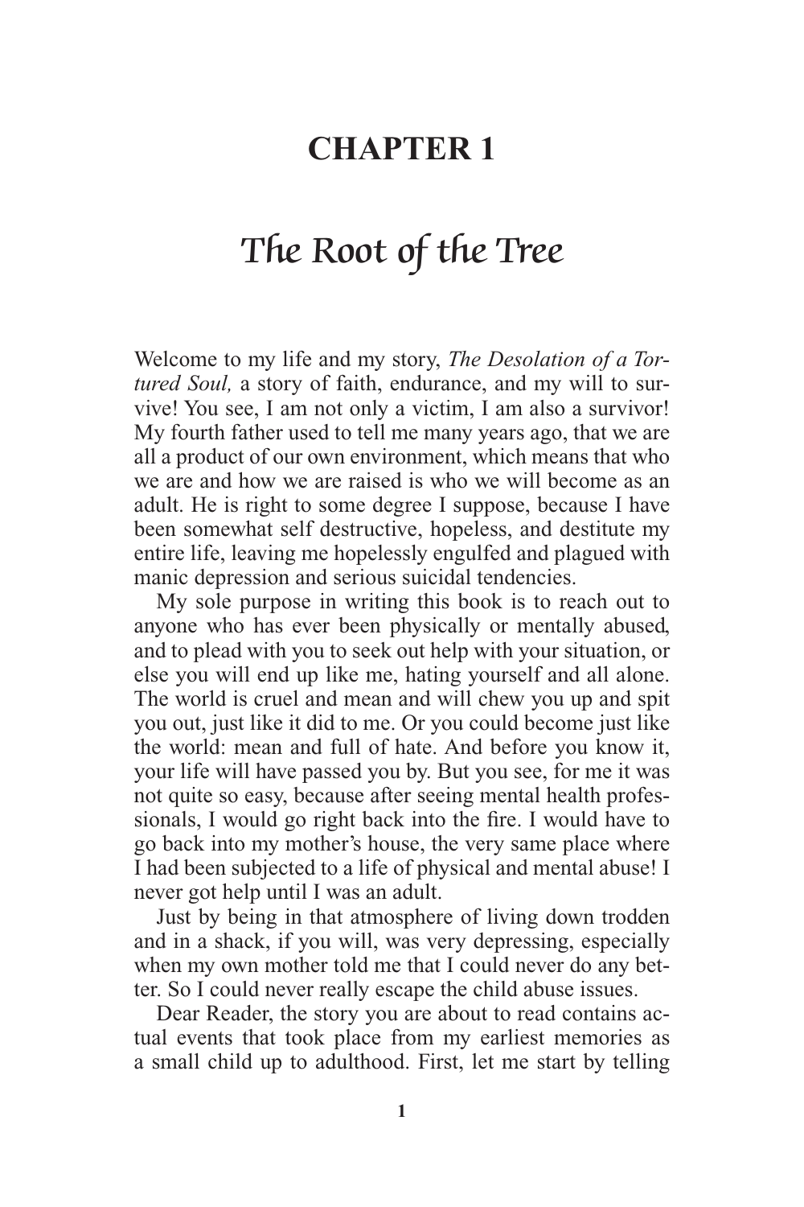# CHAPTER 1

## *The Root of the Tree*

Welcome to my life and my story, *The Desolation of a Tortured Soul,* a story of faith, endurance, and my will to survive! You see, I am not only a victim, I am also a survivor! My fourth father used to tell me many years ago, that we are all a product of our own environment, which means that who we are and how we are raised is who we will become as an adult. He is right to some degree I suppose, because I have been somewhat self destructive, hopeless, and destitute my entire life, leaving me hopelessly engulfed and plagued with manic depression and serious suicidal tendencies.

My sole purpose in writing this book is to reach out to anyone who has ever been physically or mentally abused, and to plead with you to seek out help with your situation, or else you will end up like me, hating yourself and all alone. The world is cruel and mean and will chew you up and spit you out, just like it did to me. Or you could become just like the world: mean and full of hate. And before you know it, your life will have passed you by. But you see, for me it was not quite so easy, because after seeing mental health professionals, I would go right back into the fire. I would have to go back into my mother's house, the very same place where I had been subjected to a life of physical and mental abuse! I never got help until I was an adult.

Just by being in that atmosphere of living down trodden and in a shack, if you will, was very depressing, especially when my own mother told me that I could never do any better. So I could never really escape the child abuse issues.

Dear Reader, the story you are about to read contains actual events that took place from my earliest memories as a small child up to adulthood. First, let me start by telling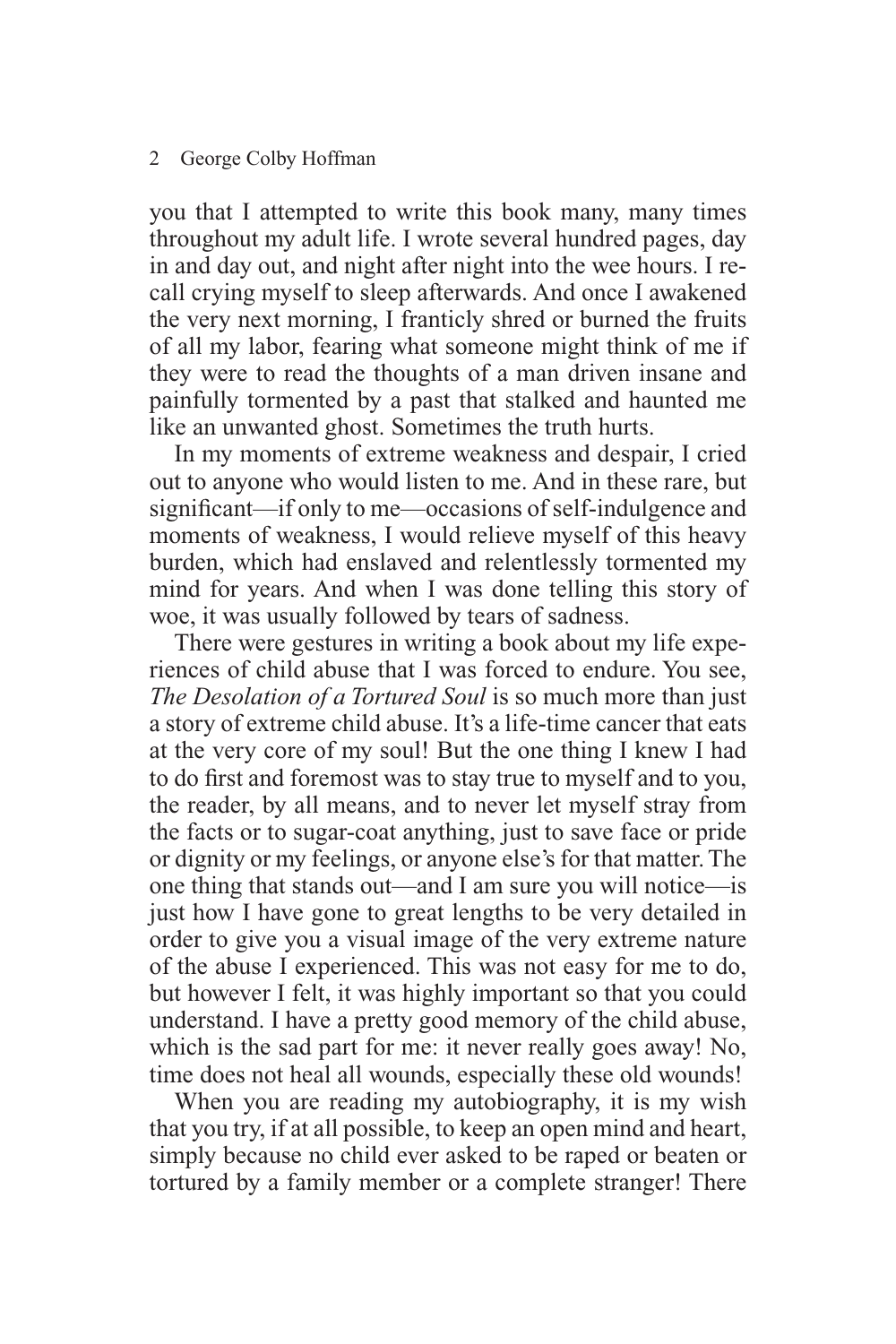you that I attempted to write this book many, many times throughout my adult life. I wrote several hundred pages, day in and day out, and night after night into the wee hours. I recall crying myself to sleep afterwards. And once I awakened the very next morning, I franticly shred or burned the fruits of all my labor, fearing what someone might think of me if they were to read the thoughts of a man driven insane and painfully tormented by a past that stalked and haunted me like an unwanted ghost. Sometimes the truth hurts.

In my moments of extreme weakness and despair, I cried out to anyone who would listen to me. And in these rare, but significant—if only to me—occasions of self-indulgence and moments of weakness, I would relieve myself of this heavy burden, which had enslaved and relentlessly tormented my mind for years. And when I was done telling this story of woe, it was usually followed by tears of sadness.

There were gestures in writing a book about my life experiences of child abuse that I was forced to endure. You see, *The Desolation of a Tortured Soul* is so much more than just a story of extreme child abuse. It's a life-time cancer that eats at the very core of my soul! But the one thing I knew I had to do first and foremost was to stay true to myself and to you, the reader, by all means, and to never let myself stray from the facts or to sugar-coat anything, just to save face or pride or dignity or my feelings, or anyone else's for that matter. The one thing that stands out—and I am sure you will notice—is just how I have gone to great lengths to be very detailed in order to give you a visual image of the very extreme nature of the abuse I experienced. This was not easy for me to do, but however I felt, it was highly important so that you could understand. I have a pretty good memory of the child abuse, which is the sad part for me: it never really goes away! No, time does not heal all wounds, especially these old wounds!

When you are reading my autobiography, it is my wish that you try, if at all possible, to keep an open mind and heart, simply because no child ever asked to be raped or beaten or tortured by a family member or a complete stranger! There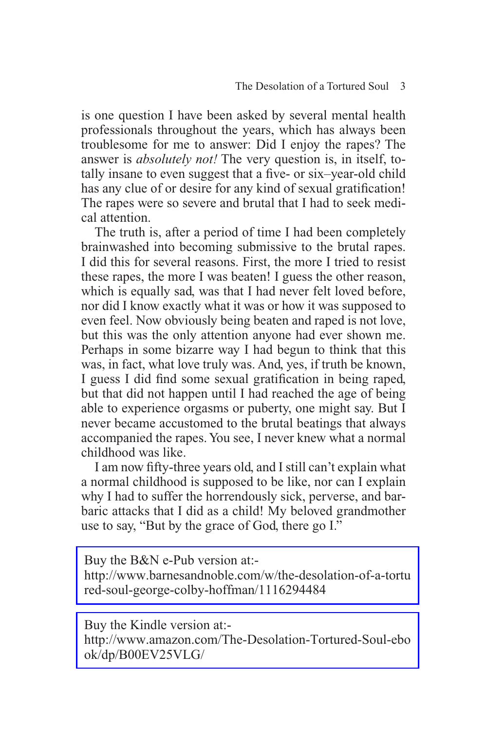is one question I have been asked by several mental health professionals throughout the years, which has always been troublesome for me to answer: Did I enjoy the rapes? The answer is *absolutely not!* The very question is, in itself, totally insane to even suggest that a five- or six–year-old child has any clue of or desire for any kind of sexual gratification! The rapes were so severe and brutal that I had to seek medical attention.

The truth is, after a period of time I had been completely brainwashed into becoming submissive to the brutal rapes. I did this for several reasons. First, the more I tried to resist these rapes, the more I was beaten! I guess the other reason, which is equally sad, was that I had never felt loved before, nor did I know exactly what it was or how it was supposed to even feel. Now obviously being beaten and raped is not love, but this was the only attention anyone had ever shown me. Perhaps in some bizarre way I had begun to think that this was, in fact, what love truly was. And, yes, if truth be known, I guess I did find some sexual gratification in being raped, but that did not happen until I had reached the age of being able to experience orgasms or puberty, one might say. But I never became accustomed to the brutal beatings that always accompanied the rapes. You see, I never knew what a normal childhood was like.

I am now fifty-three years old, and I still can't explain what a normal childhood is supposed to be like, nor can I explain why I had to suffer the horrendously sick, perverse, and barbaric attacks that I did as a child! My beloved grandmother use to say, "But by the grace of God, there go I."

Buy the B&N e-Pub version at:-
http://www.barnesandnoble.com/w/the-desolation-of-a-tortured-soul-george-colby-hoffman/1116294484

Buy the Kindle version at:-
http://www.amazon.com/The-Desolation-Tortured-Soul-ebook/dp/B00EV25VLG/